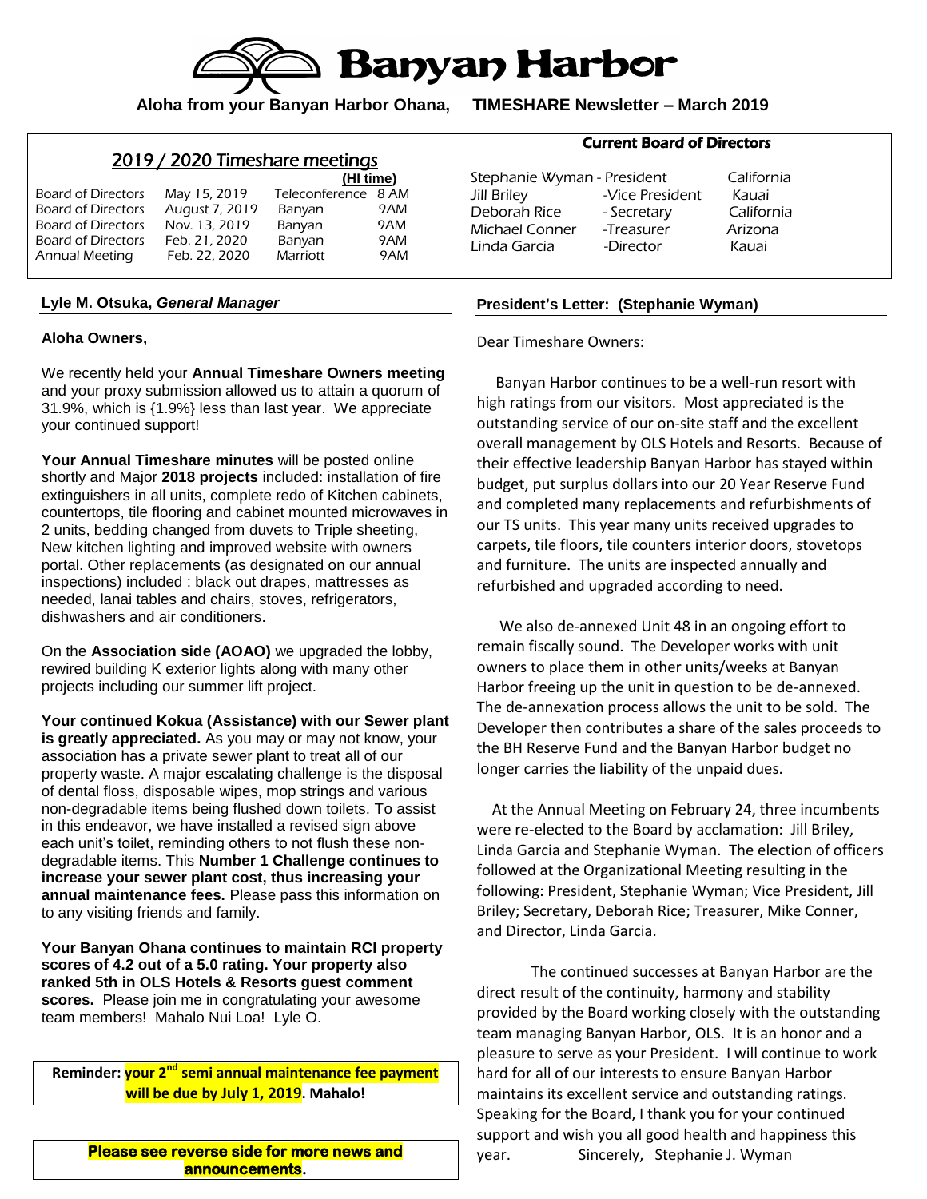# Banyan Harbor

**Aloha from your Banyan Harbor Ohana, TIMESHARE Newsletter – March 2019**

## 2019 / 2020 Timeshare meetings

| | | | (HI time) |
|---|---|---|---|
| Board of Directors | May 15, 2019 | Teleconference | 8 AM |
| Board of Directors | August 7, 2019 | Banyan | 9AM |
| Board of Directors | Nov. 13, 2019 | Banyan | 9AM |
| Board of Directors | Feb. 21, 2020 | Banyan | 9AM |
| Annual Meeting | Feb. 22, 2020 | Marriott | 9AM |

## Current Board of Directors

| | | |
|---|---|---|
| Stephanie Wyman | - President | California |
| Jill Briley | -Vice President | Kauai |
| Deborah Rice | - Secretary | California |
| Michael Conner | -Treasurer | Arizona |
| Linda Garcia | -Director | Kauai |

### Lyle M. Otsuka, *General Manager*

**Aloha Owners,**

We recently held your **Annual Timeshare Owners meeting** and your proxy submission allowed us to attain a quorum of 31.9%, which is {1.9%} less than last year. We appreciate your continued support!

**Your Annual Timeshare minutes** will be posted online shortly and Major **2018 projects** included: installation of fire extinguishers in all units, complete redo of Kitchen cabinets, countertops, tile flooring and cabinet mounted microwaves in 2 units, bedding changed from duvets to Triple sheeting, New kitchen lighting and improved website with owners portal. Other replacements (as designated on our annual inspections) included : black out drapes, mattresses as needed, lanai tables and chairs, stoves, refrigerators, dishwashers and air conditioners.

On the **Association side (AOAO)** we upgraded the lobby, rewired building K exterior lights along with many other projects including our summer lift project.

**Your continued Kokua (Assistance) with our Sewer plant is greatly appreciated.** As you may or may not know, your association has a private sewer plant to treat all of our property waste. A major escalating challenge is the disposal of dental floss, disposable wipes, mop strings and various non-degradable items being flushed down toilets. To assist in this endeavor, we have installed a revised sign above each unit's toilet, reminding others to not flush these non-degradable items. This **Number 1 Challenge continues to increase your sewer plant cost, thus increasing your annual maintenance fees.** Please pass this information on to any visiting friends and family.

**Your Banyan Ohana continues to maintain RCI property scores of 4.2 out of a 5.0 rating. Your property also ranked 5th in OLS Hotels & Resorts guest comment scores.** Please join me in congratulating your awesome team members! Mahalo Nui Loa! Lyle O.

**Reminder: your 2nd semi annual maintenance fee payment will be due by July 1, 2019. Mahalo!**

**Please see reverse side for more news and announcements.**

### President's Letter: (Stephanie Wyman)

Dear Timeshare Owners:

Banyan Harbor continues to be a well-run resort with high ratings from our visitors. Most appreciated is the outstanding service of our on-site staff and the excellent overall management by OLS Hotels and Resorts. Because of their effective leadership Banyan Harbor has stayed within budget, put surplus dollars into our 20 Year Reserve Fund and completed many replacements and refurbishments of our TS units. This year many units received upgrades to carpets, tile floors, tile counters interior doors, stovetops and furniture. The units are inspected annually and refurbished and upgraded according to need.

We also de-annexed Unit 48 in an ongoing effort to remain fiscally sound. The Developer works with unit owners to place them in other units/weeks at Banyan Harbor freeing up the unit in question to be de-annexed. The de-annexation process allows the unit to be sold. The Developer then contributes a share of the sales proceeds to the BH Reserve Fund and the Banyan Harbor budget no longer carries the liability of the unpaid dues.

At the Annual Meeting on February 24, three incumbents were re-elected to the Board by acclamation: Jill Briley, Linda Garcia and Stephanie Wyman. The election of officers followed at the Organizational Meeting resulting in the following: President, Stephanie Wyman; Vice President, Jill Briley; Secretary, Deborah Rice; Treasurer, Mike Conner, and Director, Linda Garcia.

The continued successes at Banyan Harbor are the direct result of the continuity, harmony and stability provided by the Board working closely with the outstanding team managing Banyan Harbor, OLS. It is an honor and a pleasure to serve as your President. I will continue to work hard for all of our interests to ensure Banyan Harbor maintains its excellent service and outstanding ratings. Speaking for the Board, I thank you for your continued support and wish you all good health and happiness this year. Sincerely, Stephanie J. Wyman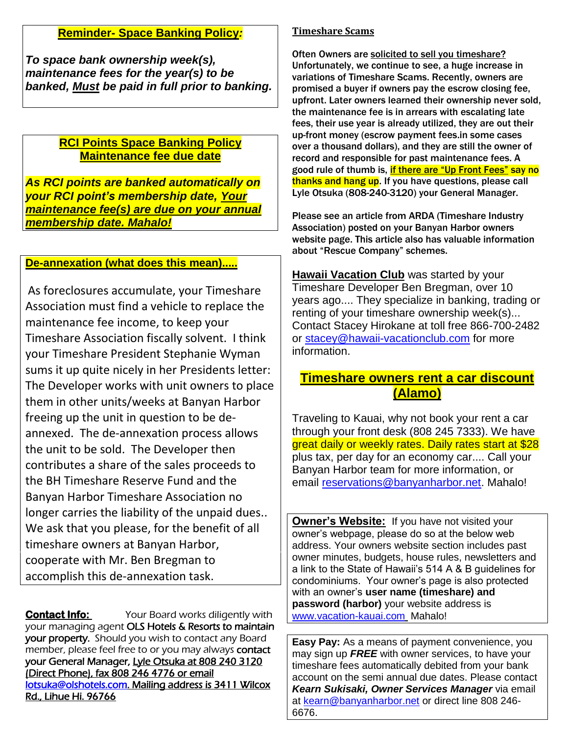## **Reminder- Space Banking Policy:**

***To space bank ownership week(s), maintenance fees for the year(s) to be banked, Must be paid in full prior to banking.***

## **RCI Points Space Banking Policy Maintenance fee due date**

***As RCI points are banked automatically on your RCI point's membership date, Your maintenance fee(s) are due on your annual membership date. Mahalo!***

## **De-annexation (what does this mean).....**

As foreclosures accumulate, your Timeshare Association must find a vehicle to replace the maintenance fee income, to keep your Timeshare Association fiscally solvent. I think your Timeshare President Stephanie Wyman sums it up quite nicely in her Presidents letter: The Developer works with unit owners to place them in other units/weeks at Banyan Harbor freeing up the unit in question to be de-annexed. The de-annexation process allows the unit to be sold. The Developer then contributes a share of the sales proceeds to the BH Timeshare Reserve Fund and the Banyan Harbor Timeshare Association no longer carries the liability of the unpaid dues.. We ask that you please, for the benefit of all timeshare owners at Banyan Harbor, cooperate with Mr. Ben Bregman to accomplish this de-annexation task.

**Contact Info:** Your Board works diligently with your managing agent OLS Hotels & Resorts to maintain your property. Should you wish to contact any Board member, please feel free to or you may always contact your General Manager, Lyle Otsuka at 808 240 3120 (Direct Phone), fax 808 246 4776 or email lotsuka@olshotels.com. Mailing address is 3411 Wilcox Rd., Lihue Hi. 96766

## **Timeshare Scams**

Often Owners are solicited to sell you timeshare? Unfortunately, we continue to see, a huge increase in variations of Timeshare Scams. Recently, owners are promised a buyer if owners pay the escrow closing fee, upfront. Later owners learned their ownership never sold, the maintenance fee is in arrears with escalating late fees, their use year is already utilized, they are out their up-front money (escrow payment fees.in some cases over a thousand dollars), and they are still the owner of record and responsible for past maintenance fees. A good rule of thumb is, **if there are "Up Front Fees" say no thanks and hang up**. If you have questions, please call Lyle Otsuka (808-240-3120) your General Manager.

Please see an article from ARDA (Timeshare Industry Association) posted on your Banyan Harbor owners website page. This article also has valuable information about "Rescue Company" schemes.

**Hawaii Vacation Club** was started by your Timeshare Developer Ben Bregman, over 10 years ago.... They specialize in banking, trading or renting of your timeshare ownership week(s)... Contact Stacey Hirokane at toll free 866-700-2482 or stacey@hawaii-vacationclub.com for more information.

## **Timeshare owners rent a car discount (Alamo)**

Traveling to Kauai, why not book your rent a car through your front desk (808 245 7333). We have great daily or weekly rates. Daily rates start at $28 plus tax, per day for an economy car.... Call your Banyan Harbor team for more information, or email reservations@banyanharbor.net. Mahalo!

**Owner's Website:** If you have not visited your owner's webpage, please do so at the below web address. Your owners website section includes past owner minutes, budgets, house rules, newsletters and a link to the State of Hawaii's 514 A & B guidelines for condominiums. Your owner's page is also protected with an owner's **user name (timeshare) and password (harbor)** your website address is www.vacation-kauai.com Mahalo!

**Easy Pay:** As a means of payment convenience, you may sign up ***FREE*** with owner services, to have your timeshare fees automatically debited from your bank account on the semi annual due dates. Please contact ***Kearn Sukisaki, Owner Services Manager*** via email at kearn@banyanharbor.net or direct line 808 246-6676.